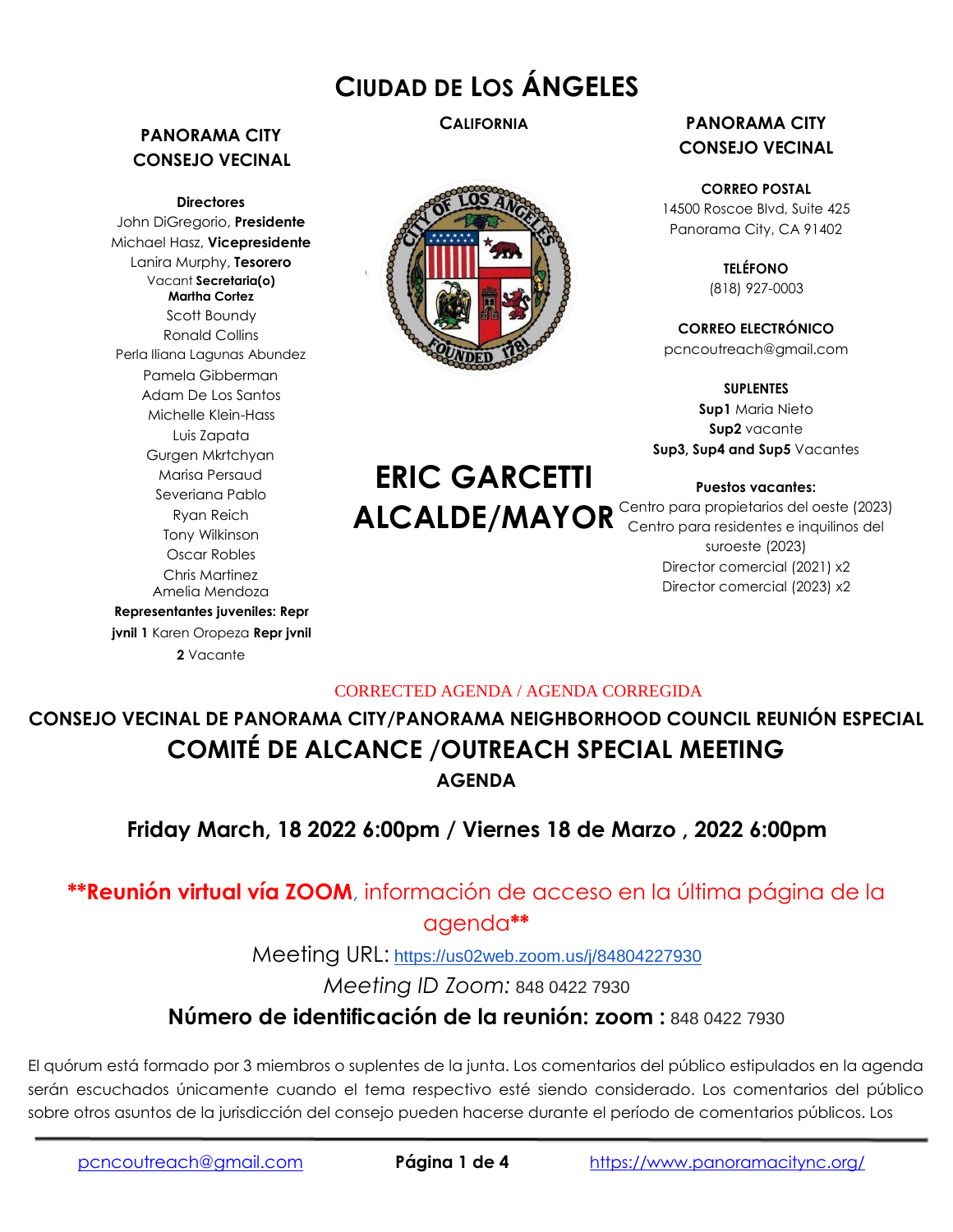# CIUDAD DE LOS ÁNGELES

**CALIFORNIA**

**ERIC GARCETTI**
**ALCALDE/MAYOR**

**PANORAMA CITY**
**CONSEJO VECINAL**

**Directores**
John DiGregorio, **Presidente**
Michael Hasz, **Vicepresidente**
Lanira Murphy, **Tesorero**
Vacant **Secretaria(o)**
**Martha Cortez**
Scott Boundy
Ronald Collins
Perla Iliana Lagunas Abundez
Pamela Gibberman
Adam De Los Santos
Michelle Klein-Hass
Luis Zapata
Gurgen Mkrtchyan
Marisa Persaud
Severiana Pablo
Ryan Reich
Tony Wilkinson
Oscar Robles
Chris Martinez
Amelia Mendoza
**Representantes juveniles: Repr jvnil 1** Karen Oropeza **Repr jvnil 2** Vacante

**PANORAMA CITY**
**CONSEJO VECINAL**

**CORREO POSTAL**
14500 Roscoe Blvd, Suite 425
Panorama City, CA 91402

**TELÉFONO**
(818) 927-0003

**CORREO ELECTRÓNICO**
pcncoutreach@gmail.com

**SUPLENTES**
**Sup1** Maria Nieto
**Sup2** vacante
**Sup3, Sup4 and Sup5** Vacantes

**Puestos vacantes:**
Centro para propietarios del oeste (2023)
Centro para residentes e inquilinos del suroeste (2023)
Director comercial (2021) x2
Director comercial (2023) x2

CORRECTED AGENDA / AGENDA CORREGIDA

## CONSEJO VECINAL DE PANORAMA CITY/PANORAMA NEIGHBORHOOD COUNCIL REUNIÓN ESPECIAL

## COMITÉ DE ALCANCE /OUTREACH SPECIAL MEETING

### AGENDA

### Friday March, 18 2022 6:00pm / Viernes 18 de Marzo , 2022 6:00pm

**\*\*Reunión virtual vía ZOOM**, información de acceso en la última página de la agenda**\*\***

Meeting URL: https://us02web.zoom.us/j/84804227930

*Meeting ID Zoom:* 848 0422 7930

**Número de identificación de la reunión: zoom :** 848 0422 7930

El quórum está formado por 3 miembros o suplentes de la junta. Los comentarios del público estipulados en la agenda serán escuchados únicamente cuando el tema respectivo esté siendo considerado. Los comentarios del público sobre otros asuntos de la jurisdicción del consejo pueden hacerse durante el período de comentarios públicos. Los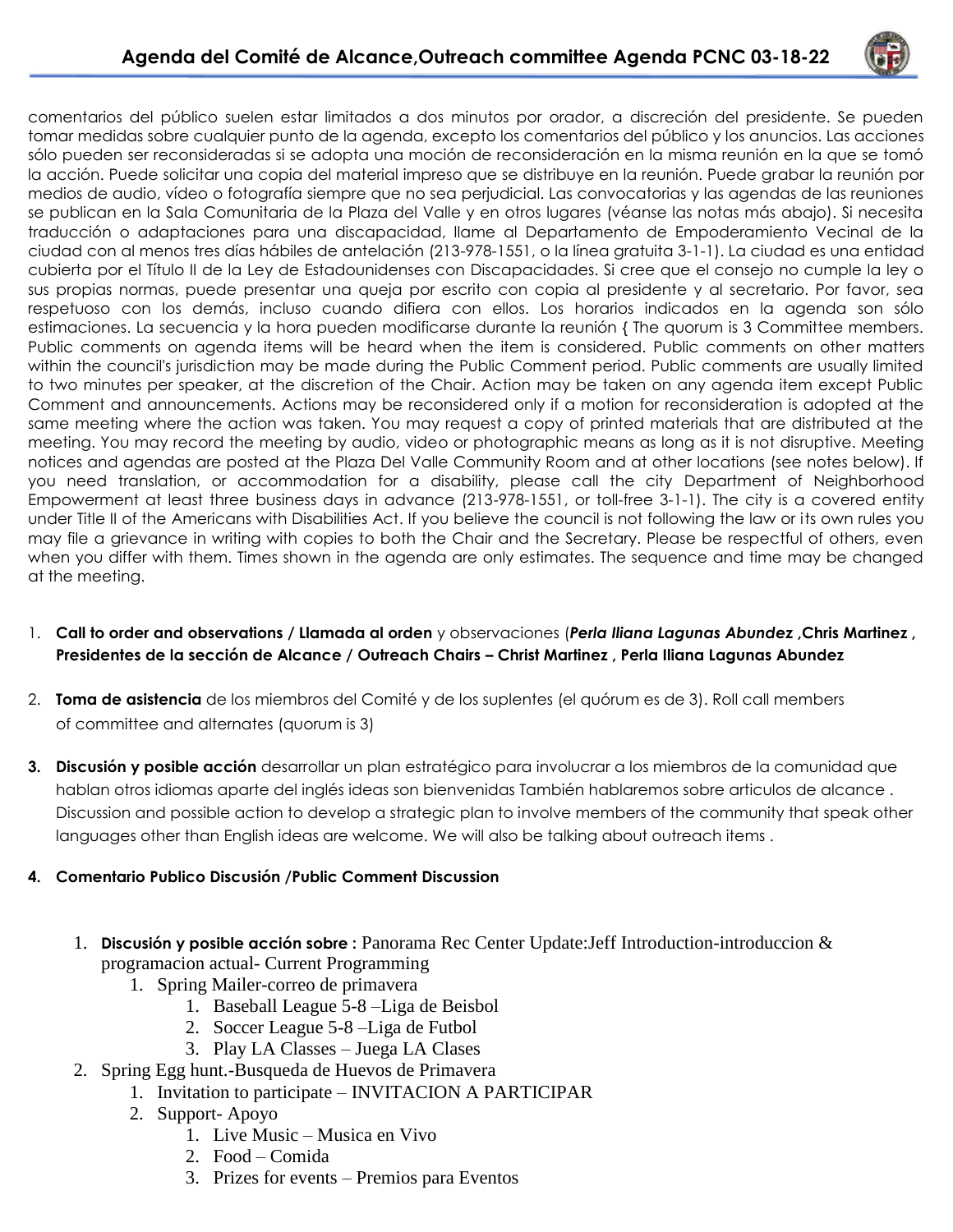comentarios del público suelen estar limitados a dos minutos por orador, a discreción del presidente. Se pueden tomar medidas sobre cualquier punto de la agenda, excepto los comentarios del público y los anuncios. Las acciones sólo pueden ser reconsideradas si se adopta una moción de reconsideración en la misma reunión en la que se tomó la acción. Puede solicitar una copia del material impreso que se distribuye en la reunión. Puede grabar la reunión por medios de audio, vídeo o fotografía siempre que no sea perjudicial. Las convocatorias y las agendas de las reuniones se publican en la Sala Comunitaria de la Plaza del Valle y en otros lugares (véanse las notas más abajo). Si necesita traducción o adaptaciones para una discapacidad, llame al Departamento de Empoderamiento Vecinal de la ciudad con al menos tres días hábiles de antelación (213-978-1551, o la línea gratuita 3-1-1). La ciudad es una entidad cubierta por el Título II de la Ley de Estadounidenses con Discapacidades. Si cree que el consejo no cumple la ley o sus propias normas, puede presentar una queja por escrito con copia al presidente y al secretario. Por favor, sea respetuoso con los demás, incluso cuando difiera con ellos. Los horarios indicados en la agenda son sólo estimaciones. La secuencia y la hora pueden modificarse durante la reunión { The quorum is 3 Committee members. Public comments on agenda items will be heard when the item is considered. Public comments on other matters within the council's jurisdiction may be made during the Public Comment period. Public comments are usually limited to two minutes per speaker, at the discretion of the Chair. Action may be taken on any agenda item except Public Comment and announcements. Actions may be reconsidered only if a motion for reconsideration is adopted at the same meeting where the action was taken. You may request a copy of printed materials that are distributed at the meeting. You may record the meeting by audio, video or photographic means as long as it is not disruptive. Meeting notices and agendas are posted at the Plaza Del Valle Community Room and at other locations (see notes below). If you need translation, or accommodation for a disability, please call the city Department of Neighborhood Empowerment at least three business days in advance (213-978-1551, or toll-free 3-1-1). The city is a covered entity under Title II of the Americans with Disabilities Act. If you believe the council is not following the law or its own rules you may file a grievance in writing with copies to both the Chair and the Secretary. Please be respectful of others, even when you differ with them. Times shown in the agenda are only estimates. The sequence and time may be changed at the meeting.

1. **Call to order and observations / Llamada al orden** y observaciones (***Perla Iliana Lagunas Abundez* ,Chris Martinez , Presidentes de la sección de Alcance / Outreach Chairs – Christ Martinez , Perla Iliana Lagunas Abundez**

2. **Toma de asistencia** de los miembros del Comité y de los suplentes (el quórum es de 3). Roll call members of committee and alternates (quorum is 3)

3. **Discusión y posible acción** desarrollar un plan estratégico para involucrar a los miembros de la comunidad que hablan otros idiomas aparte del inglés ideas son bienvenidas También hablaremos sobre articulos de alcance . Discussion and possible action to develop a strategic plan to involve members of the community that speak other languages other than English ideas are welcome. We will also be talking about outreach items .

4. **Comentario Publico Discusión /Public Comment Discussion**

   1. **Discusión y posible acción sobre :** Panorama Rec Center Update:Jeff Introduction-introduccion & programacion actual- Current Programming
      1. Spring Mailer-correo de primavera
         1. Baseball League 5-8 –Liga de Beisbol
         2. Soccer League 5-8 –Liga de Futbol
         3. Play LA Classes – Juega LA Clases
   2. Spring Egg hunt.-Busqueda de Huevos de Primavera
      1. Invitation to participate – INVITACION A PARTICIPAR
      2. Support- Apoyo
         1. Live Music – Musica en Vivo
         2. Food – Comida
         3. Prizes for events – Premios para Eventos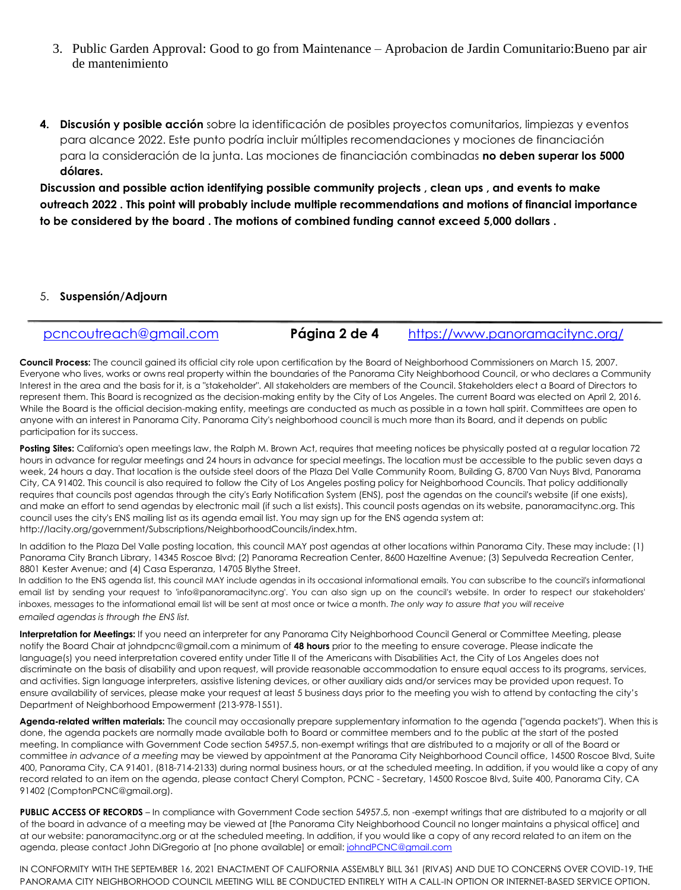3. Public Garden Approval: Good to go from Maintenance – Aprobacion de Jardin Comunitario:Bueno par air de mantenimiento

4. **Discusión y posible acción** sobre la identificación de posibles proyectos comunitarios, limpiezas y eventos para alcance 2022. Este punto podría incluir múltiples recomendaciones y mociones de financiación para la consideración de la junta. Las mociones de financiación combinadas **no deben superar los 5000 dólares.**

**Discussion and possible action identifying possible community projects , clean ups , and events to make outreach 2022 . This point will probably include multiple recommendations and motions of financial importance to be considered by the board . The motions of combined funding cannot exceed 5,000 dollars .**

5. **Suspensión/Adjourn**

---

pcncoutreach@gmail.com https://www.panoramacitync.org/

**Council Process:** The council gained its official city role upon certification by the Board of Neighborhood Commissioners on March 15, 2007. Everyone who lives, works or owns real property within the boundaries of the Panorama City Neighborhood Council, or who declares a Community Interest in the area and the basis for it, is a "stakeholder". All stakeholders are members of the Council. Stakeholders elect a Board of Directors to represent them. This Board is recognized as the decision-making entity by the City of Los Angeles. The current Board was elected on April 2, 2016. While the Board is the official decision-making entity, meetings are conducted as much as possible in a town hall spirit. Committees are open to anyone with an interest in Panorama City. Panorama City's neighborhood council is much more than its Board, and it depends on public participation for its success.

**Posting Sites:** California's open meetings law, the Ralph M. Brown Act, requires that meeting notices be physically posted at a regular location 72 hours in advance for regular meetings and 24 hours in advance for special meetings. The location must be accessible to the public seven days a week, 24 hours a day. That location is the outside steel doors of the Plaza Del Valle Community Room, Building G, 8700 Van Nuys Blvd, Panorama City, CA 91402. This council is also required to follow the City of Los Angeles posting policy for Neighborhood Councils. That policy additionally requires that councils post agendas through the city's Early Notification System (ENS), post the agendas on the council's website (if one exists), and make an effort to send agendas by electronic mail (if such a list exists). This council posts agendas on its website, panoramacitync.org. This council uses the city's ENS mailing list as its agenda email list. You may sign up for the ENS agenda system at: http://lacity.org/government/Subscriptions/NeighborhoodCouncils/index.htm.

In addition to the Plaza Del Valle posting location, this council MAY post agendas at other locations within Panorama City. These may include: (1) Panorama City Branch Library, 14345 Roscoe Blvd; (2) Panorama Recreation Center, 8600 Hazeltine Avenue; (3) Sepulveda Recreation Center, 8801 Kester Avenue; and (4) Casa Esperanza, 14705 Blythe Street.

In addition to the ENS agenda list, this council MAY include agendas in its occasional informational emails. You can subscribe to the council's informational email list by sending your request to 'info@panoramacitync.org'. You can also sign up on the council's website. In order to respect our stakeholders' inboxes, messages to the informational email list will be sent at most once or twice a month. *The only way to assure that you will receive emailed agendas is through the ENS list.*

**Interpretation for Meetings:** If you need an interpreter for any Panorama City Neighborhood Council General or Committee Meeting, please notify the Board Chair at johndpcnc@gmail.com a minimum of **48 hours** prior to the meeting to ensure coverage. Please indicate the language(s) you need interpretation covered entity under Title II of the Americans with Disabilities Act, the City of Los Angeles does not discriminate on the basis of disability and upon request, will provide reasonable accommodation to ensure equal access to its programs, services, and activities. Sign language interpreters, assistive listening devices, or other auxiliary aids and/or services may be provided upon request. To ensure availability of services, please make your request at least 5 business days prior to the meeting you wish to attend by contacting the city's Department of Neighborhood Empowerment (213-978-1551).

**Agenda-related written materials:** The council may occasionally prepare supplementary information to the agenda ("agenda packets"). When this is done, the agenda packets are normally made available both to Board or committee members and to the public at the start of the posted meeting. In compliance with Government Code section 54957.5, non-exempt writings that are distributed to a majority or all of the Board or committee *in advance of a meeting* may be viewed by appointment at the Panorama City Neighborhood Council office, 14500 Roscoe Blvd, Suite 400, Panorama City, CA 91401, (818-714-2133) during normal business hours, or at the scheduled meeting. In addition, if you would like a copy of any record related to an item on the agenda, please contact Cheryl Compton, PCNC - Secretary, 14500 Roscoe Blvd, Suite 400, Panorama City, CA 91402 (ComptonPCNC@gmail.org).

**PUBLIC ACCESS OF RECORDS** – In compliance with Government Code section 54957.5, non -exempt writings that are distributed to a majority or all of the board in advance of a meeting may be viewed at [the Panorama City Neighborhood Council no longer maintains a physical office] and at our website: panoramacitync.org or at the scheduled meeting. In addition, if you would like a copy of any record related to an item on the agenda, please contact John DiGregorio at [no phone available] or email: johndPCNC@gmail.com

IN CONFORMITY WITH THE SEPTEMBER 16, 2021 ENACTMENT OF CALIFORNIA ASSEMBLY BILL 361 (RIVAS) AND DUE TO CONCERNS OVER COVID-19, THE PANORAMA CITY NEIGHBORHOOD COUNCIL MEETING WILL BE CONDUCTED ENTIRELY WITH A CALL-IN OPTION OR INTERNET-BASED SERVICE OPTION.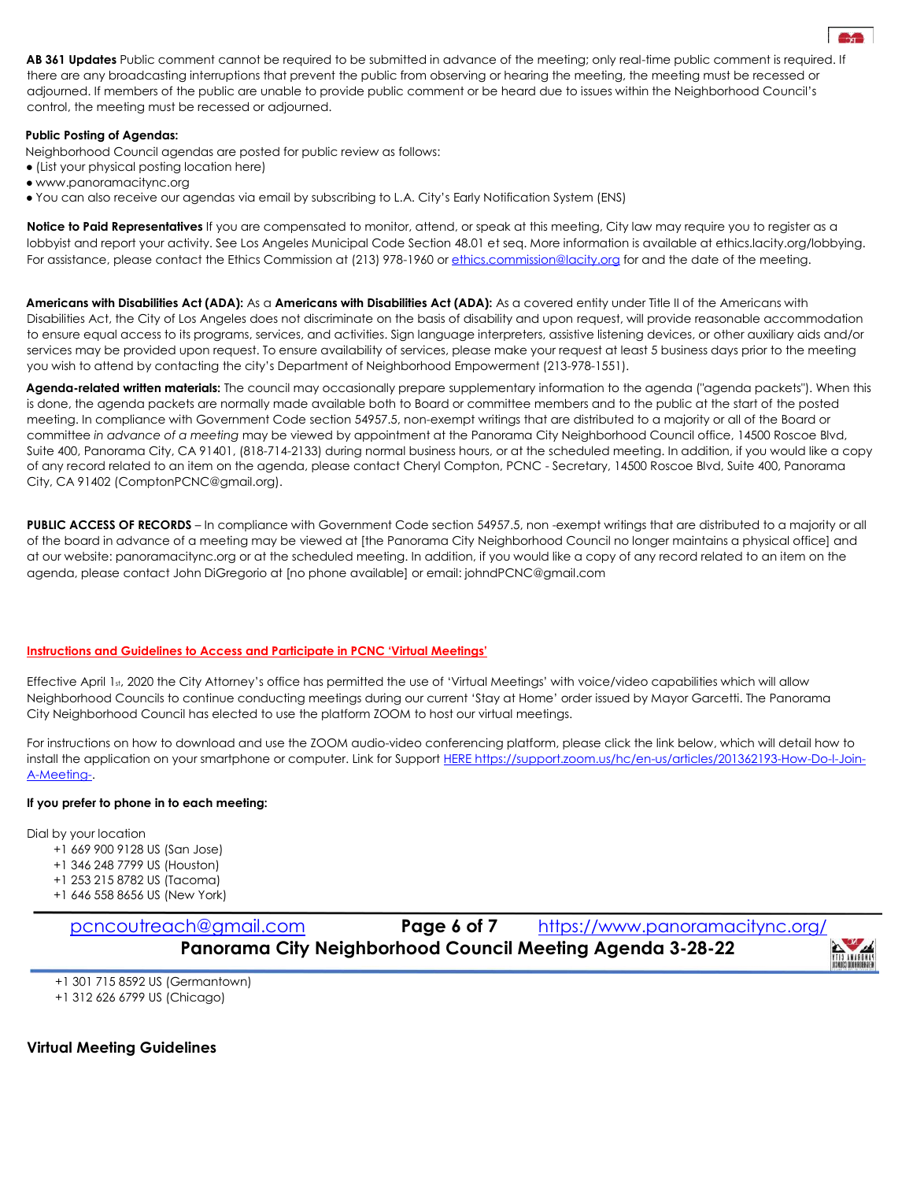**AB 361 Updates** Public comment cannot be required to be submitted in advance of the meeting; only real-time public comment is required. If there are any broadcasting interruptions that prevent the public from observing or hearing the meeting, the meeting must be recessed or adjourned. If members of the public are unable to provide public comment or be heard due to issues within the Neighborhood Council's control, the meeting must be recessed or adjourned.

**Public Posting of Agendas:**

Neighborhood Council agendas are posted for public review as follows:

- (List your physical posting location here)
- www.panoramacitync.org
- You can also receive our agendas via email by subscribing to L.A. City's Early Notification System (ENS)

**Notice to Paid Representatives** If you are compensated to monitor, attend, or speak at this meeting, City law may require you to register as a lobbyist and report your activity. See Los Angeles Municipal Code Section 48.01 et seq. More information is available at ethics.lacity.org/lobbying. For assistance, please contact the Ethics Commission at (213) 978-1960 or ethics.commission@lacity.org for and the date of the meeting.

**Americans with Disabilities Act (ADA):** As a **Americans with Disabilities Act (ADA):** As a covered entity under Title II of the Americans with Disabilities Act, the City of Los Angeles does not discriminate on the basis of disability and upon request, will provide reasonable accommodation to ensure equal access to its programs, services, and activities. Sign language interpreters, assistive listening devices, or other auxiliary aids and/or services may be provided upon request. To ensure availability of services, please make your request at least 5 business days prior to the meeting you wish to attend by contacting the city's Department of Neighborhood Empowerment (213-978-1551).

**Agenda-related written materials:** The council may occasionally prepare supplementary information to the agenda ("agenda packets"). When this is done, the agenda packets are normally made available both to Board or committee members and to the public at the start of the posted meeting. In compliance with Government Code section 54957.5, non-exempt writings that are distributed to a majority or all of the Board or committee *in advance of a meeting* may be viewed by appointment at the Panorama City Neighborhood Council office, 14500 Roscoe Blvd, Suite 400, Panorama City, CA 91401, (818-714-2133) during normal business hours, or at the scheduled meeting. In addition, if you would like a copy of any record related to an item on the agenda, please contact Cheryl Compton, PCNC - Secretary, 14500 Roscoe Blvd, Suite 400, Panorama City, CA 91402 (ComptonPCNC@gmail.org).

**PUBLIC ACCESS OF RECORDS** – In compliance with Government Code section 54957.5, non -exempt writings that are distributed to a majority or all of the board in advance of a meeting may be viewed at [the Panorama City Neighborhood Council no longer maintains a physical office] and at our website: panoramacitync.org or at the scheduled meeting. In addition, if you would like a copy of any record related to an item on the agenda, please contact John DiGregorio at [no phone available] or email: johndPCNC@gmail.com

**Instructions and Guidelines to Access and Participate in PCNC 'Virtual Meetings'**

Effective April 1st, 2020 the City Attorney's office has permitted the use of 'Virtual Meetings' with voice/video capabilities which will allow Neighborhood Councils to continue conducting meetings during our current 'Stay at Home' order issued by Mayor Garcetti. The Panorama City Neighborhood Council has elected to use the platform ZOOM to host our virtual meetings.

For instructions on how to download and use the ZOOM audio-video conferencing platform, please click the link below, which will detail how to install the application on your smartphone or computer. Link for Support HERE https://support.zoom.us/hc/en-us/articles/201362193-How-Do-I-Join-A-Meeting-.

**If you prefer to phone in to each meeting:**

Dial by your location

- +1 669 900 9128 US (San Jose)
- +1 346 248 7799 US (Houston)
- +1 253 215 8782 US (Tacoma)
- +1 646 558 8656 US (New York)
- +1 301 715 8592 US (Germantown)
- +1 312 626 6799 US (Chicago)

**Virtual Meeting Guidelines**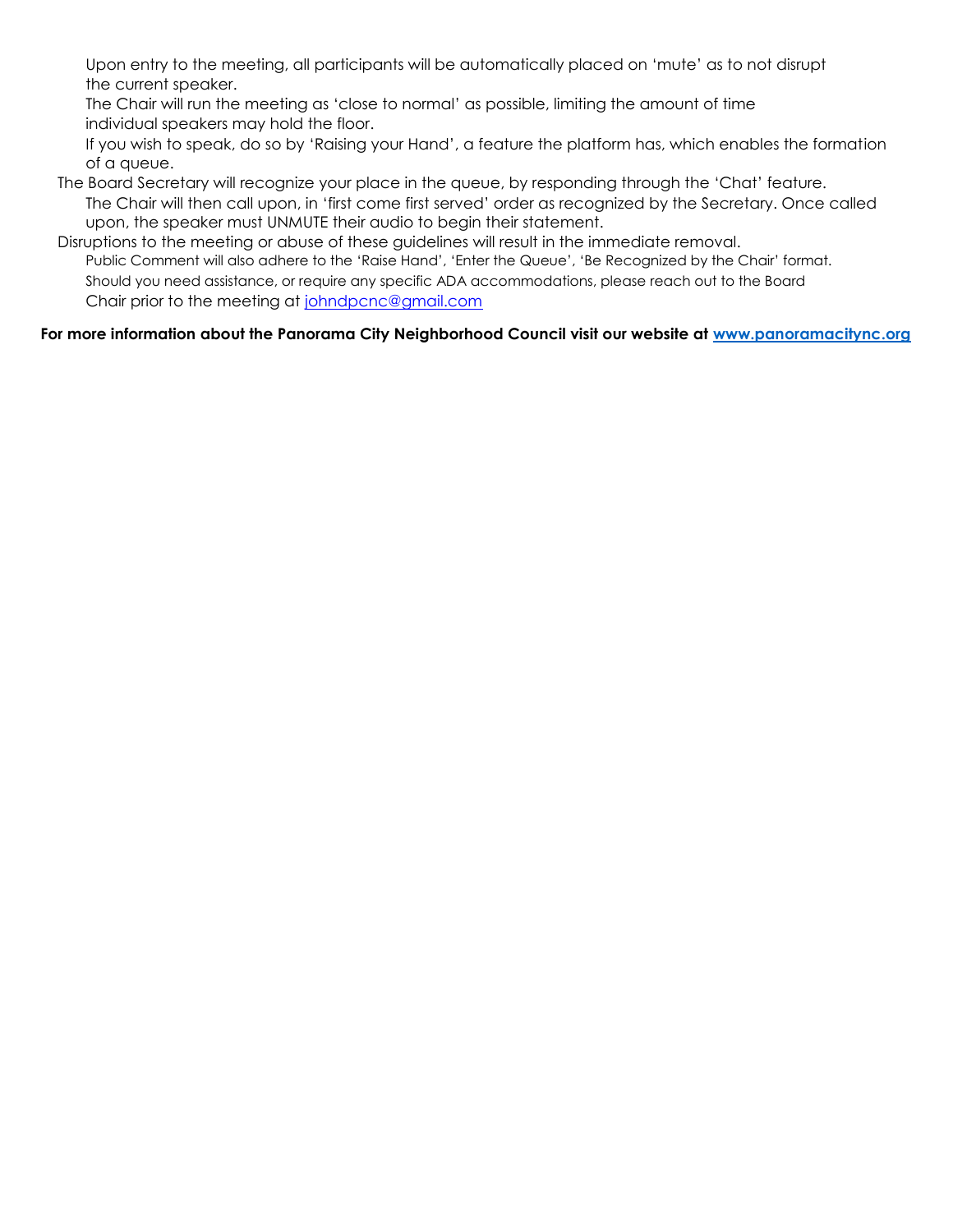Upon entry to the meeting, all participants will be automatically placed on 'mute' as to not disrupt the current speaker.

The Chair will run the meeting as 'close to normal' as possible, limiting the amount of time individual speakers may hold the floor.

If you wish to speak, do so by 'Raising your Hand', a feature the platform has, which enables the formation of a queue.

The Board Secretary will recognize your place in the queue, by responding through the 'Chat' feature.

The Chair will then call upon, in 'first come first served' order as recognized by the Secretary. Once called upon, the speaker must UNMUTE their audio to begin their statement.

Disruptions to the meeting or abuse of these guidelines will result in the immediate removal.

Public Comment will also adhere to the 'Raise Hand', 'Enter the Queue', 'Be Recognized by the Chair' format.

Should you need assistance, or require any specific ADA accommodations, please reach out to the Board Chair prior to the meeting at johndpcnc@gmail.com

**For more information about the Panorama City Neighborhood Council visit our website at www.panoramacitync.org**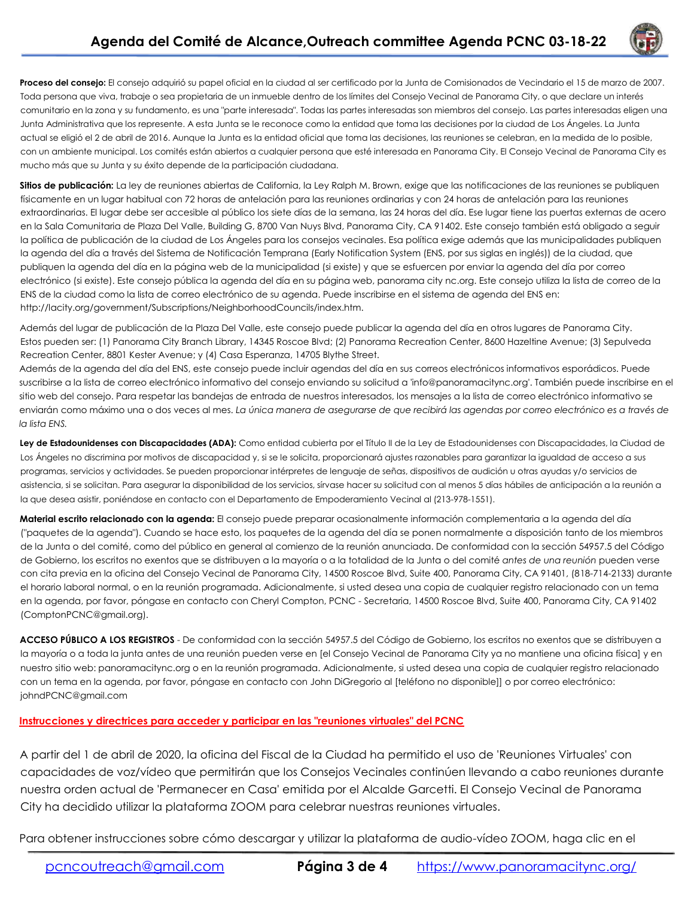**Proceso del consejo:** El consejo adquirió su papel oficial en la ciudad al ser certificado por la Junta de Comisionados de Vecindario el 15 de marzo de 2007. Toda persona que viva, trabaje o sea propietaria de un inmueble dentro de los límites del Consejo Vecinal de Panorama City, o que declare un interés comunitario en la zona y su fundamento, es una "parte interesada". Todas las partes interesadas son miembros del consejo. Las partes interesadas eligen una Junta Administrativa que los represente. A esta Junta se le reconoce como la entidad que toma las decisiones por la ciudad de Los Ángeles. La Junta actual se eligió el 2 de abril de 2016. Aunque la Junta es la entidad oficial que toma las decisiones, las reuniones se celebran, en la medida de lo posible, con un ambiente municipal. Los comités están abiertos a cualquier persona que esté interesada en Panorama City. El Consejo Vecinal de Panorama City es mucho más que su Junta y su éxito depende de la participación ciudadana.

**Sitios de publicación:** La ley de reuniones abiertas de California, la Ley Ralph M. Brown, exige que las notificaciones de las reuniones se publiquen físicamente en un lugar habitual con 72 horas de antelación para las reuniones ordinarias y con 24 horas de antelación para las reuniones extraordinarias. El lugar debe ser accesible al público los siete días de la semana, las 24 horas del día. Ese lugar tiene las puertas externas de acero en la Sala Comunitaria de Plaza Del Valle, Building G, 8700 Van Nuys Blvd, Panorama City, CA 91402. Este consejo también está obligado a seguir la política de publicación de la ciudad de Los Ángeles para los consejos vecinales. Esa política exige además que las municipalidades publiquen la agenda del día a través del Sistema de Notificación Temprana (Early Notification System (ENS, por sus siglas en inglés)) de la ciudad, que publiquen la agenda del día en la página web de la municipalidad (si existe) y que se esfuercen por enviar la agenda del día por correo electrónico (si existe). Este consejo pública la agenda del día en su página web, panorama city nc.org. Este consejo utiliza la lista de correo de la ENS de la ciudad como la lista de correo electrónico de su agenda. Puede inscribirse en el sistema de agenda del ENS en: http://lacity.org/government/Subscriptions/NeighborhoodCouncils/index.htm.

Además del lugar de publicación de la Plaza Del Valle, este consejo puede publicar la agenda del día en otros lugares de Panorama City. Estos pueden ser: (1) Panorama City Branch Library, 14345 Roscoe Blvd; (2) Panorama Recreation Center, 8600 Hazeltine Avenue; (3) Sepulveda Recreation Center, 8801 Kester Avenue; y (4) Casa Esperanza, 14705 Blythe Street.
Además de la agenda del día del ENS, este consejo puede incluir agendas del día en sus correos electrónicos informativos esporádicos. Puede suscribirse a la lista de correo electrónico informativo del consejo enviando su solicitud a 'info@panoramacitync.org'. También puede inscribirse en el sitio web del consejo. Para respetar las bandejas de entrada de nuestros interesados, los mensajes a la lista de correo electrónico informativo se enviarán como máximo una o dos veces al mes. *La única manera de asegurarse de que recibirá las agendas por correo electrónico es a través de la lista ENS.*

**Ley de Estadounidenses con Discapacidades (ADA):** Como entidad cubierta por el Título II de la Ley de Estadounidenses con Discapacidades, la Ciudad de Los Ángeles no discrimina por motivos de discapacidad y, si se le solicita, proporcionará ajustes razonables para garantizar la igualdad de acceso a sus programas, servicios y actividades. Se pueden proporcionar intérpretes de lenguaje de señas, dispositivos de audición u otras ayudas y/o servicios de asistencia, si se solicitan. Para asegurar la disponibilidad de los servicios, sírvase hacer su solicitud con al menos 5 días hábiles de anticipación a la reunión a la que desea asistir, poniéndose en contacto con el Departamento de Empoderamiento Vecinal al (213-978-1551).

**Material escrito relacionado con la agenda:** El consejo puede preparar ocasionalmente información complementaria a la agenda del día ("paquetes de la agenda"). Cuando se hace esto, los paquetes de la agenda del día se ponen normalmente a disposición tanto de los miembros de la Junta o del comité, como del público en general al comienzo de la reunión anunciada. De conformidad con la sección 54957.5 del Código de Gobierno, los escritos no exentos que se distribuyen a la mayoría o a la totalidad de la Junta o del comité *antes de una reunión* pueden verse con cita previa en la oficina del Consejo Vecinal de Panorama City, 14500 Roscoe Blvd, Suite 400, Panorama City, CA 91401, (818-714-2133) durante el horario laboral normal, o en la reunión programada. Adicionalmente, si usted desea una copia de cualquier registro relacionado con un tema en la agenda, por favor, póngase en contacto con Cheryl Compton, PCNC - Secretaria, 14500 Roscoe Blvd, Suite 400, Panorama City, CA 91402 (ComptonPCNC@gmail.org).

**ACCESO PÚBLICO A LOS REGISTROS** - De conformidad con la sección 54957.5 del Código de Gobierno, los escritos no exentos que se distribuyen a la mayoría o a toda la junta antes de una reunión pueden verse en [el Consejo Vecinal de Panorama City ya no mantiene una oficina física] y en nuestro sitio web: panoramacitync.org o en la reunión programada. Adicionalmente, si usted desea una copia de cualquier registro relacionado con un tema en la agenda, por favor, póngase en contacto con John DiGregorio al [teléfono no disponible]] o por correo electrónico: johndPCNC@gmail.com

**Instrucciones y directrices para acceder y participar en las "reuniones virtuales" del PCNC**

A partir del 1 de abril de 2020, la oficina del Fiscal de la Ciudad ha permitido el uso de 'Reuniones Virtuales' con capacidades de voz/vídeo que permitirán que los Consejos Vecinales continúen llevando a cabo reuniones durante nuestra orden actual de 'Permanecer en Casa' emitida por el Alcalde Garcetti. El Consejo Vecinal de Panorama City ha decidido utilizar la plataforma ZOOM para celebrar nuestras reuniones virtuales.

Para obtener instrucciones sobre cómo descargar y utilizar la plataforma de audio-vídeo ZOOM, haga clic en el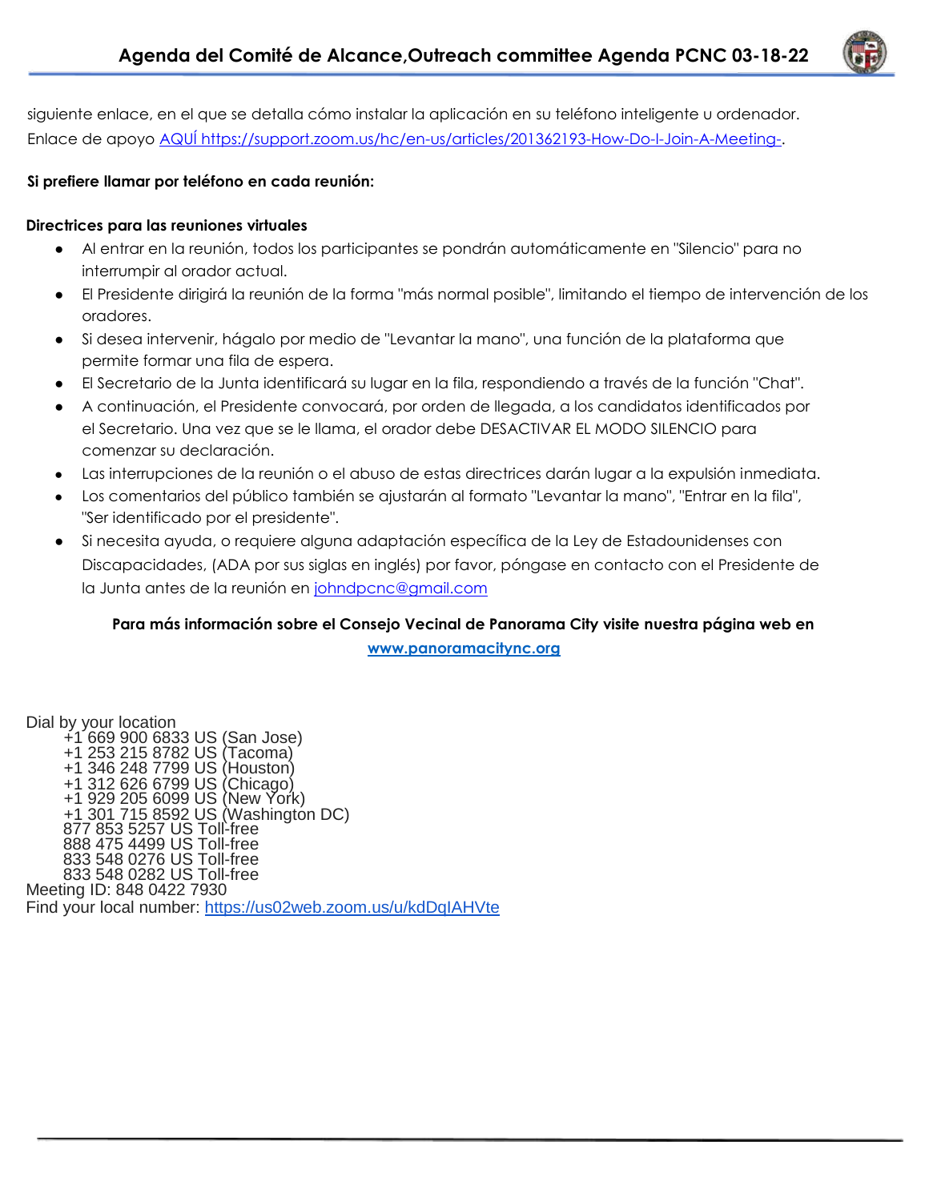siguiente enlace, en el que se detalla cómo instalar la aplicación en su teléfono inteligente u ordenador. Enlace de apoyo [AQUÍ https://support.zoom.us/hc/en-us/articles/201362193-How-Do-I-Join-A-Meeting-](https://support.zoom.us/hc/en-us/articles/201362193-How-Do-I-Join-A-Meeting-).

**Si prefiere llamar por teléfono en cada reunión:**

**Directrices para las reuniones virtuales**

- Al entrar en la reunión, todos los participantes se pondrán automáticamente en "Silencio" para no interrumpir al orador actual.
- El Presidente dirigirá la reunión de la forma "más normal posible", limitando el tiempo de intervención de los oradores.
- Si desea intervenir, hágalo por medio de "Levantar la mano", una función de la plataforma que permite formar una fila de espera.
- El Secretario de la Junta identificará su lugar en la fila, respondiendo a través de la función "Chat".
- A continuación, el Presidente convocará, por orden de llegada, a los candidatos identificados por el Secretario. Una vez que se le llama, el orador debe DESACTIVAR EL MODO SILENCIO para comenzar su declaración.
- Las interrupciones de la reunión o el abuso de estas directrices darán lugar a la expulsión inmediata.
- Los comentarios del público también se ajustarán al formato "Levantar la mano", "Entrar en la fila", "Ser identificado por el presidente".
- Si necesita ayuda, o requiere alguna adaptación específica de la Ley de Estadounidenses con Discapacidades, (ADA por sus siglas en inglés) por favor, póngase en contacto con el Presidente de la Junta antes de la reunión en [johndpcnc@gmail.com](mailto:johndpcnc@gmail.com)

**Para más información sobre el Consejo Vecinal de Panorama City visite nuestra página web en [www.panoramacitync.org](http://www.panoramacitync.org)**

Dial by your location
    +1 669 900 6833 US (San Jose)
    +1 253 215 8782 US (Tacoma)
    +1 346 248 7799 US (Houston)
    +1 312 626 6799 US (Chicago)
    +1 929 205 6099 US (New York)
    +1 301 715 8592 US (Washington DC)
    877 853 5257 US Toll-free
    888 475 4499 US Toll-free
    833 548 0276 US Toll-free
    833 548 0282 US Toll-free
Meeting ID: 848 0422 7930
Find your local number: [https://us02web.zoom.us/u/kdDqIAHVte](https://us02web.zoom.us/u/kdDqIAHVte)